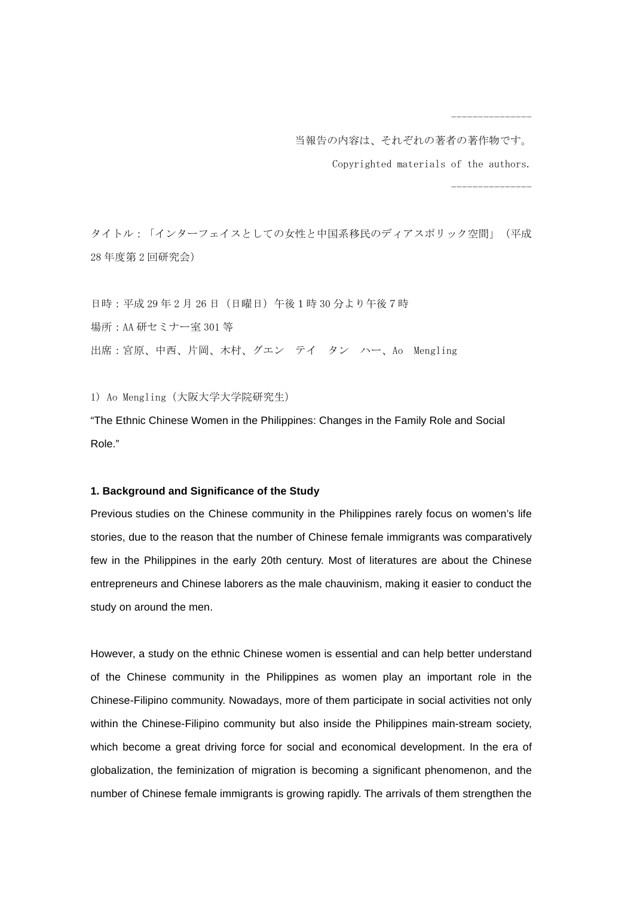---------------

当報告の内容は、それぞれの著者の著作物です。

Copyrighted materials of the authors.

---------------

タイトル：「インターフェイスとしての女性と中国系移民のディアスポリック空間」（平成28年度第2回研究会）

日時：平成29年2月26日（日曜日）午後1時30分より午後7時

場所：AA研セミナー室301等

出席：宮原、中西、片岡、木村、グエン　テイ　タン　ハー、Ao　Mengling

1）Ao Mengling（大阪大学大学院研究生）

"The Ethnic Chinese Women in the Philippines: Changes in the Family Role and Social Role."

**1. Background and Significance of the Study**

Previous studies on the Chinese community in the Philippines rarely focus on women's life stories, due to the reason that the number of Chinese female immigrants was comparatively few in the Philippines in the early 20th century. Most of literatures are about the Chinese entrepreneurs and Chinese laborers as the male chauvinism, making it easier to conduct the study on around the men.

However, a study on the ethnic Chinese women is essential and can help better understand of the Chinese community in the Philippines as women play an important role in the Chinese-Filipino community. Nowadays, more of them participate in social activities not only within the Chinese-Filipino community but also inside the Philippines main-stream society, which become a great driving force for social and economical development. In the era of globalization, the feminization of migration is becoming a significant phenomenon, and the number of Chinese female immigrants is growing rapidly. The arrivals of them strengthen the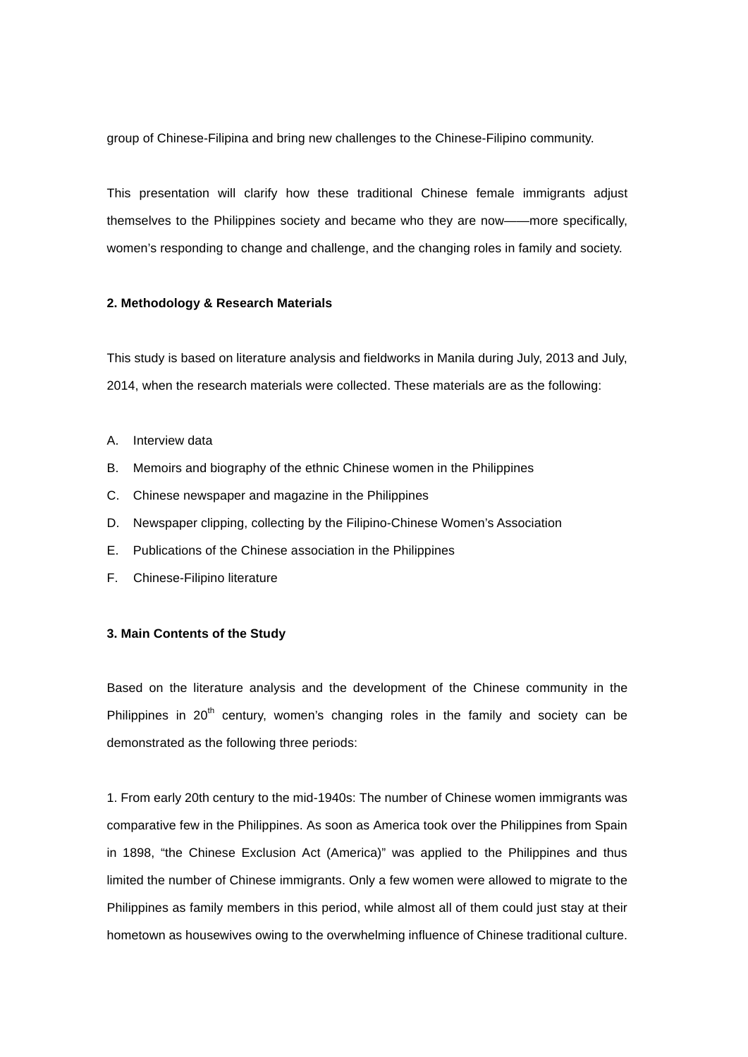group of Chinese-Filipina and bring new challenges to the Chinese-Filipino community.

This presentation will clarify how these traditional Chinese female immigrants adjust themselves to the Philippines society and became who they are now——more specifically, women's responding to change and challenge, and the changing roles in family and society.

**2. Methodology & Research Materials**

This study is based on literature analysis and fieldworks in Manila during July, 2013 and July, 2014, when the research materials were collected. These materials are as the following:

A. Interview data
B. Memoirs and biography of the ethnic Chinese women in the Philippines
C. Chinese newspaper and magazine in the Philippines
D. Newspaper clipping, collecting by the Filipino-Chinese Women's Association
E. Publications of the Chinese association in the Philippines
F. Chinese-Filipino literature

**3. Main Contents of the Study**

Based on the literature analysis and the development of the Chinese community in the Philippines in 20th century, women's changing roles in the family and society can be demonstrated as the following three periods:

1. From early 20th century to the mid-1940s: The number of Chinese women immigrants was comparative few in the Philippines. As soon as America took over the Philippines from Spain in 1898, "the Chinese Exclusion Act (America)" was applied to the Philippines and thus limited the number of Chinese immigrants. Only a few women were allowed to migrate to the Philippines as family members in this period, while almost all of them could just stay at their hometown as housewives owing to the overwhelming influence of Chinese traditional culture.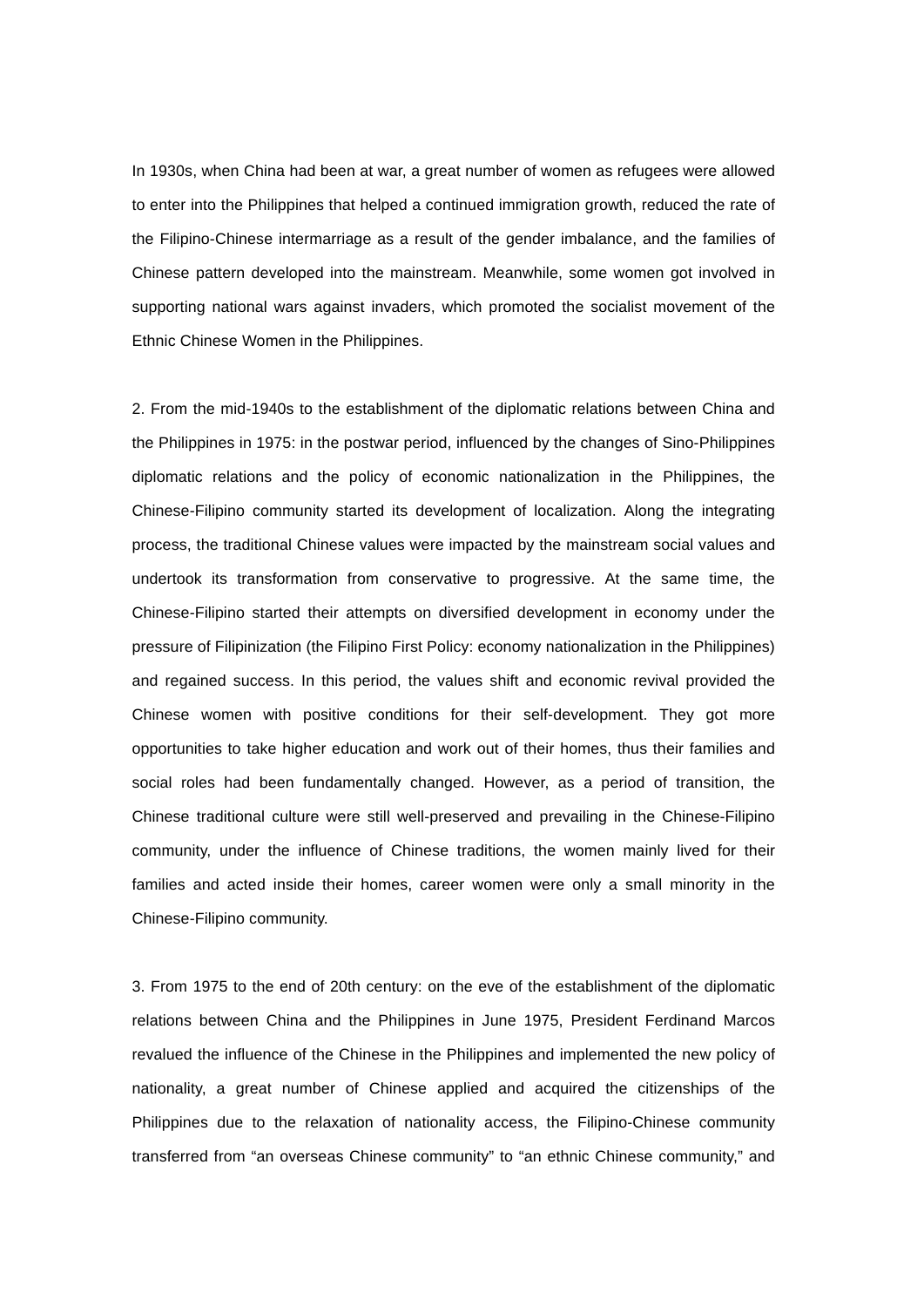In 1930s, when China had been at war, a great number of women as refugees were allowed to enter into the Philippines that helped a continued immigration growth, reduced the rate of the Filipino-Chinese intermarriage as a result of the gender imbalance, and the families of Chinese pattern developed into the mainstream. Meanwhile, some women got involved in supporting national wars against invaders, which promoted the socialist movement of the Ethnic Chinese Women in the Philippines.

2. From the mid-1940s to the establishment of the diplomatic relations between China and the Philippines in 1975: in the postwar period, influenced by the changes of Sino-Philippines diplomatic relations and the policy of economic nationalization in the Philippines, the Chinese-Filipino community started its development of localization. Along the integrating process, the traditional Chinese values were impacted by the mainstream social values and undertook its transformation from conservative to progressive. At the same time, the Chinese-Filipino started their attempts on diversified development in economy under the pressure of Filipinization (the Filipino First Policy: economy nationalization in the Philippines) and regained success. In this period, the values shift and economic revival provided the Chinese women with positive conditions for their self-development. They got more opportunities to take higher education and work out of their homes, thus their families and social roles had been fundamentally changed. However, as a period of transition, the Chinese traditional culture were still well-preserved and prevailing in the Chinese-Filipino community, under the influence of Chinese traditions, the women mainly lived for their families and acted inside their homes, career women were only a small minority in the Chinese-Filipino community.

3. From 1975 to the end of 20th century: on the eve of the establishment of the diplomatic relations between China and the Philippines in June 1975, President Ferdinand Marcos revalued the influence of the Chinese in the Philippines and implemented the new policy of nationality, a great number of Chinese applied and acquired the citizenships of the Philippines due to the relaxation of nationality access, the Filipino-Chinese community transferred from "an overseas Chinese community" to "an ethnic Chinese community," and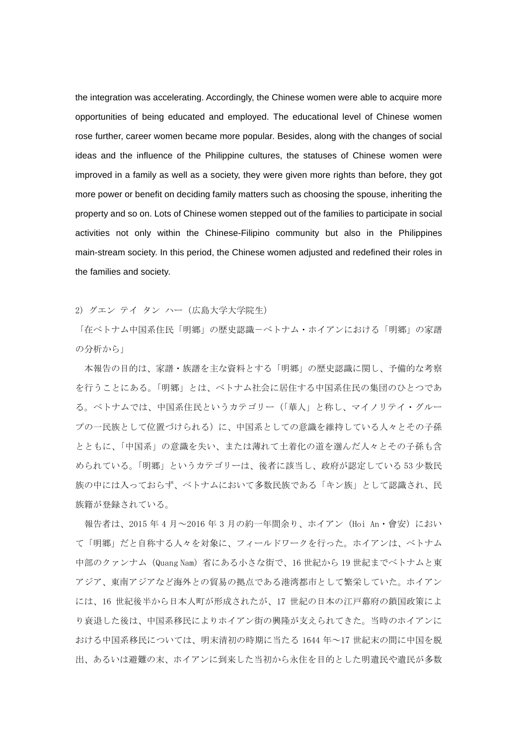the integration was accelerating. Accordingly, the Chinese women were able to acquire more opportunities of being educated and employed. The educational level of Chinese women rose further, career women became more popular. Besides, along with the changes of social ideas and the influence of the Philippine cultures, the statuses of Chinese women were improved in a family as well as a society, they were given more rights than before, they got more power or benefit on deciding family matters such as choosing the spouse, inheriting the property and so on. Lots of Chinese women stepped out of the families to participate in social activities not only within the Chinese-Filipino community but also in the Philippines main-stream society. In this period, the Chinese women adjusted and redefined their roles in the families and society.

2) グエン テイ タン ハー（広島大学大学院生）

「在ベトナム中国系住民「明郷」の歴史認識－ベトナム・ホイアンにおける「明郷」の家譜の分析から」

本報告の目的は、家譜・族譜を主な資料とする「明郷」の歴史認識に関し、予備的な考察を行うことにある。「明郷」とは、ベトナム社会に居住する中国系住民の集団のひとつである。ベトナムでは、中国系住民というカテゴリー（「華人」と称し、マイノリテイ・グループの一民族として位置づけられる）に、中国系としての意識を維持している人々とその子孫とともに、「中国系」の意識を失い、または薄れて土着化の道を選んだ人々とその子孫も含められている。「明郷」というカテゴリーは、後者に該当し、政府が認定している 53 少数民族の中には入っておらず、ベトナムにおいて多数民族である「キン族」として認識され、民族籍が登録されている。

報告者は、2015 年 4 月～2016 年 3 月の約一年間余り、ホイアン（Hoi An・會安）において「明郷」だと自称する人々を対象に、フィールドワークを行った。ホイアンは、ベトナム中部のクァンナム（Quang Nam）省にある小さな街で、16 世紀から 19 世紀までベトナムと東アジア、東南アジアなど海外との貿易の拠点である港湾都市として繁栄していた。ホイアンには、16 世紀後半から日本人町が形成されたが、17 世紀の日本の江戸幕府の鎖国政策により衰退した後は、中国系移民によりホイアン街の興隆が支えられてきた。当時のホイアンにおける中国系移民については、明末清初の時期に当たる 1644 年～17 世紀末の間に中国を脱出、あるいは避難の末、ホイアンに到来した当初から永住を目的とした明遺民や遺民が多数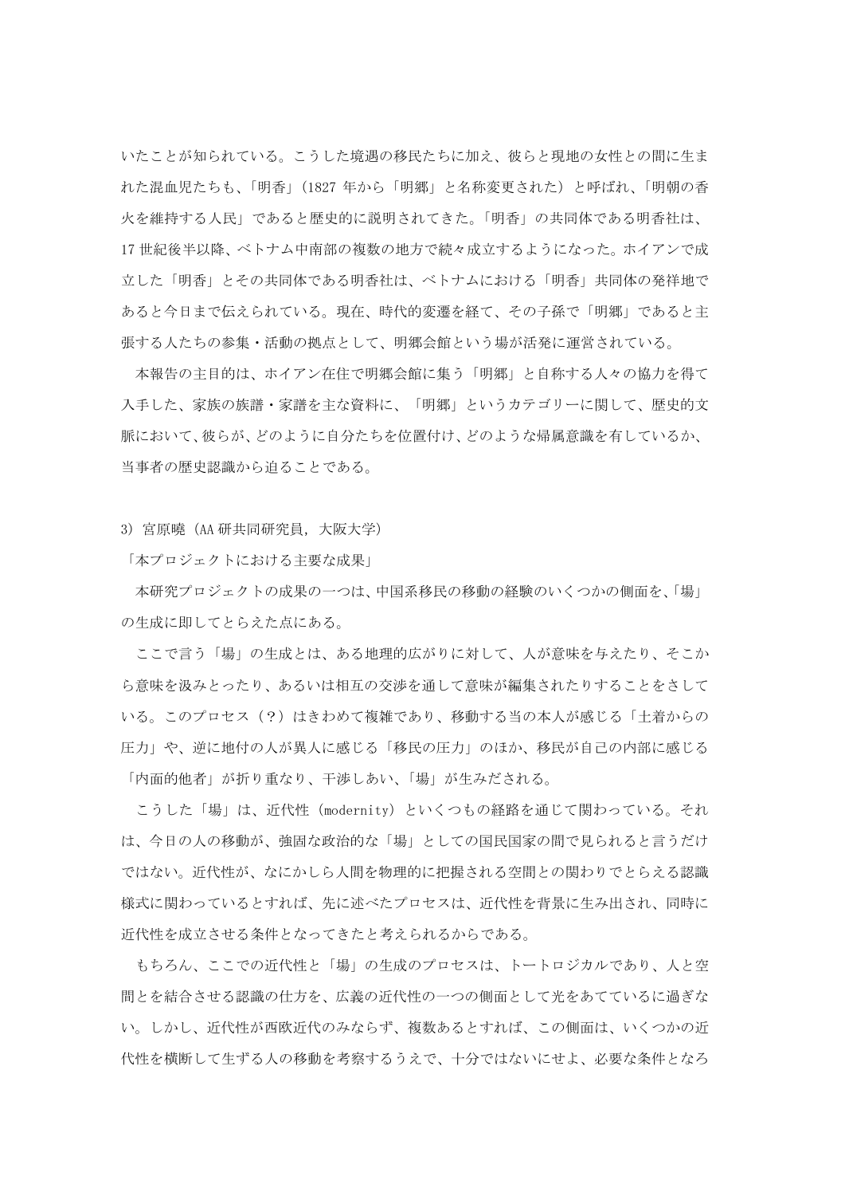いたことが知られている。こうした境遇の移民たちに加え、彼らと現地の女性との間に生まれた混血児たちも、「明香」(1827 年から「明鄉」と名称変更された) と呼ばれ、「明朝の香火を維持する人民」であると歴史的に説明されてきた。「明香」の共同体である明香社は、17 世紀後半以降、ベトナム中南部の複数の地方で続々成立するようになった。ホイアンで成立した「明香」とその共同体である明香社は、ベトナムにおける「明香」共同体の発祥地であると今日まで伝えられている。現在、時代的変遷を経て、その子孫で「明鄉」であると主張する人たちの参集・活動の拠点として、明鄉会館という場が活発に運営されている。

本報告の主目的は、ホイアン在住で明鄉会館に集う「明鄉」と自称する人々の協力を得て入手した、家族の族譜・家譜を主な資料に、「明鄉」というカテゴリーに関して、歴史的文脈において、彼らが、どのように自分たちを位置付け、どのような帰属意識を有しているか、当事者の歴史認識から迫ることである。

3) 宮原曉 (AA 研共同研究員, 大阪大学)

「本プロジェクトにおける主要な成果」

本研究プロジェクトの成果の一つは、中国系移民の移動の経験のいくつかの側面を、「場」の生成に即してとらえた点にある。

ここで言う「場」の生成とは、ある地理的広がりに対して、人が意味を与えたり、そこから意味を汲みとったり、あるいは相互の交渉を通して意味が編集されたりすることをさしている。このプロセス (?) はきわめて複雑であり、移動する当の本人が感じる「土着からの圧力」や、逆に地付の人が異人に感じる「移民の圧力」のほか、移民が自己の内部に感じる「内面的他者」が折り重なり、干渉しあい、「場」が生みだされる。

こうした「場」は、近代性 (modernity) といくつもの経路を通じて関わっている。それは、今日の人の移動が、強固な政治的な「場」としての国民国家の間で見られると言うだけではない。近代性が、なにかしら人間を物理的に把握される空間との関わりでとらえる認識様式に関わっているとすれば、先に述べたプロセスは、近代性を背景に生み出され、同時に近代性を成立させる条件となってきたと考えられるからである。

もちろん、ここでの近代性と「場」の生成のプロセスは、トートロジカルであり、人と空間とを結合させる認識の仕方を、広義の近代性の一つの側面として光をあてているに過ぎない。しかし、近代性が西欧近代のみならず、複数あるとすれば、この側面は、いくつかの近代性を横断して生ずる人の移動を考察するうえで、十分ではないにせよ、必要な条件となろ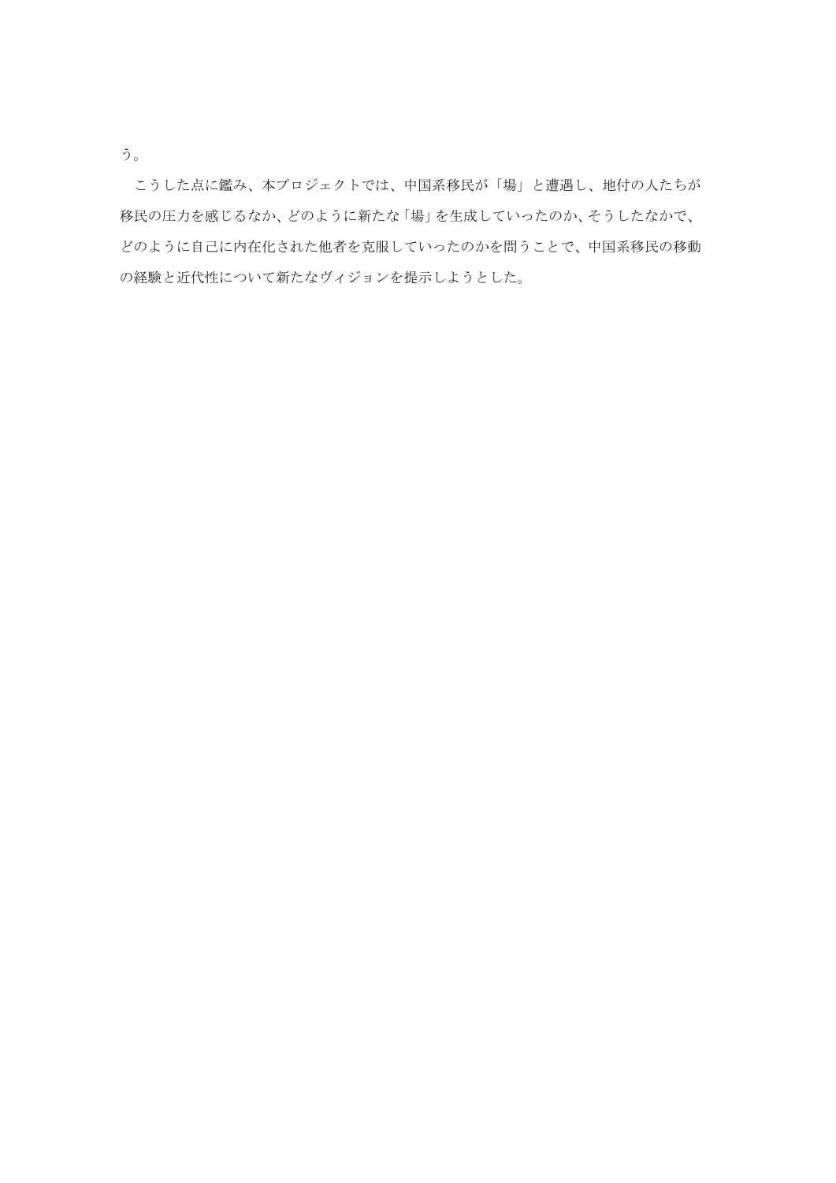う。

こうした点に鑑み、本プロジェクトでは、中国系移民が「場」と遭遇し、地付の人たちが移民の圧力を感じるなか、どのように新たな「場」を生成していったのか、そうしたなかで、どのように自己に内在化された他者を克服していったのかを問うことで、中国系移民の移動の経験と近代性について新たなヴィジョンを提示しようとした。